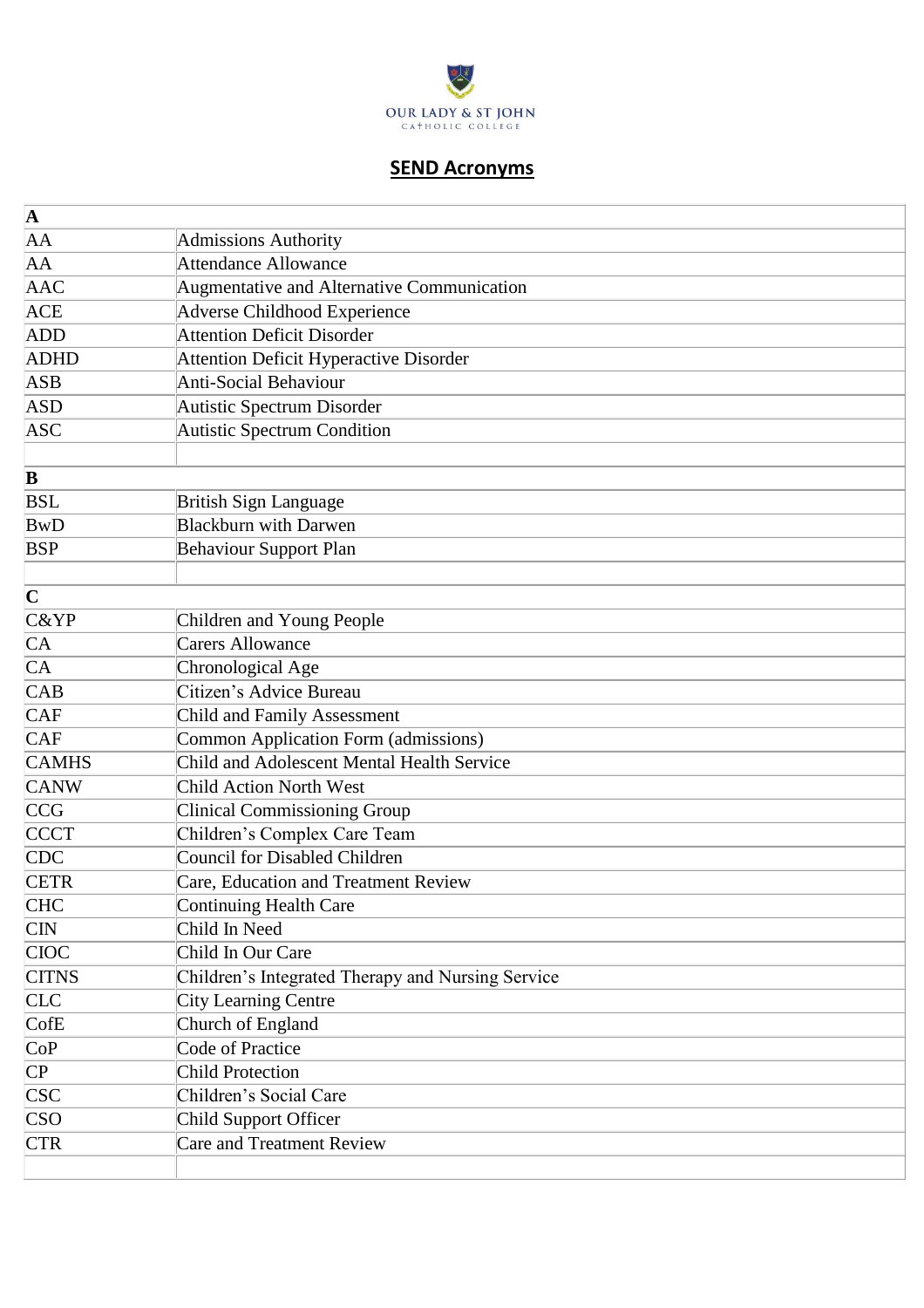OUR LADY & ST JOHN
CATHOLIC COLLEGE

## SEND Acronyms

| **A** | |
|---|---|
| AA | Admissions Authority |
| AA | Attendance Allowance |
| AAC | Augmentative and Alternative Communication |
| ACE | Adverse Childhood Experience |
| ADD | Attention Deficit Disorder |
| ADHD | Attention Deficit Hyperactive Disorder |
| ASB | Anti-Social Behaviour |
| ASD | Autistic Spectrum Disorder |
| ASC | Autistic Spectrum Condition |
| | |
| **B** | |
| BSL | British Sign Language |
| BwD | Blackburn with Darwen |
| BSP | Behaviour Support Plan |
| | |
| **C** | |
| C&YP | Children and Young People |
| CA | Carers Allowance |
| CA | Chronological Age |
| CAB | Citizen's Advice Bureau |
| CAF | Child and Family Assessment |
| CAF | Common Application Form (admissions) |
| CAMHS | Child and Adolescent Mental Health Service |
| CANW | Child Action North West |
| CCG | Clinical Commissioning Group |
| CCCT | Children's Complex Care Team |
| CDC | Council for Disabled Children |
| CETR | Care, Education and Treatment Review |
| CHC | Continuing Health Care |
| CIN | Child In Need |
| CIOC | Child In Our Care |
| CITNS | Children's Integrated Therapy and Nursing Service |
| CLC | City Learning Centre |
| CofE | Church of England |
| CoP | Code of Practice |
| CP | Child Protection |
| CSC | Children's Social Care |
| CSO | Child Support Officer |
| CTR | Care and Treatment Review |
| | |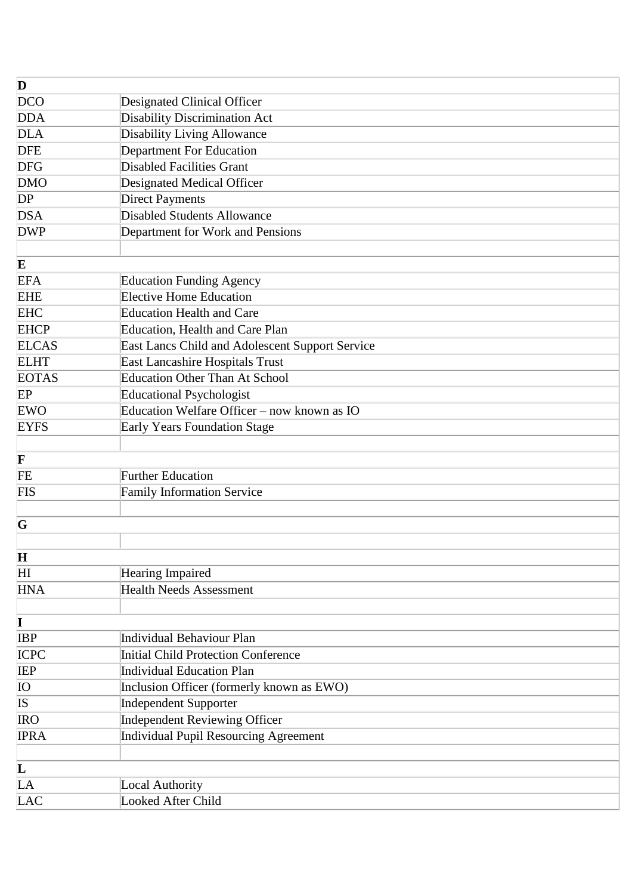| D | |
|---|---|
| DCO | Designated Clinical Officer |
| DDA | Disability Discrimination Act |
| DLA | Disability Living Allowance |
| DFE | Department For Education |
| DFG | Disabled Facilities Grant |
| DMO | Designated Medical Officer |
| DP | Direct Payments |
| DSA | Disabled Students Allowance |
| DWP | Department for Work and Pensions |
| | |
| **E** | |
| EFA | Education Funding Agency |
| EHE | Elective Home Education |
| EHC | Education Health and Care |
| EHCP | Education, Health and Care Plan |
| ELCAS | East Lancs Child and Adolescent Support Service |
| ELHT | East Lancashire Hospitals Trust |
| EOTAS | Education Other Than At School |
| EP | Educational Psychologist |
| EWO | Education Welfare Officer – now known as IO |
| EYFS | Early Years Foundation Stage |
| | |
| **F** | |
| FE | Further Education |
| FIS | Family Information Service |
| | |
| **G** | |
| | |
| **H** | |
| HI | Hearing Impaired |
| HNA | Health Needs Assessment |
| | |
| **I** | |
| IBP | Individual Behaviour Plan |
| ICPC | Initial Child Protection Conference |
| IEP | Individual Education Plan |
| IO | Inclusion Officer (formerly known as EWO) |
| IS | Independent Supporter |
| IRO | Independent Reviewing Officer |
| IPRA | Individual Pupil Resourcing Agreement |
| | |
| **L** | |
| LA | Local Authority |
| LAC | Looked After Child |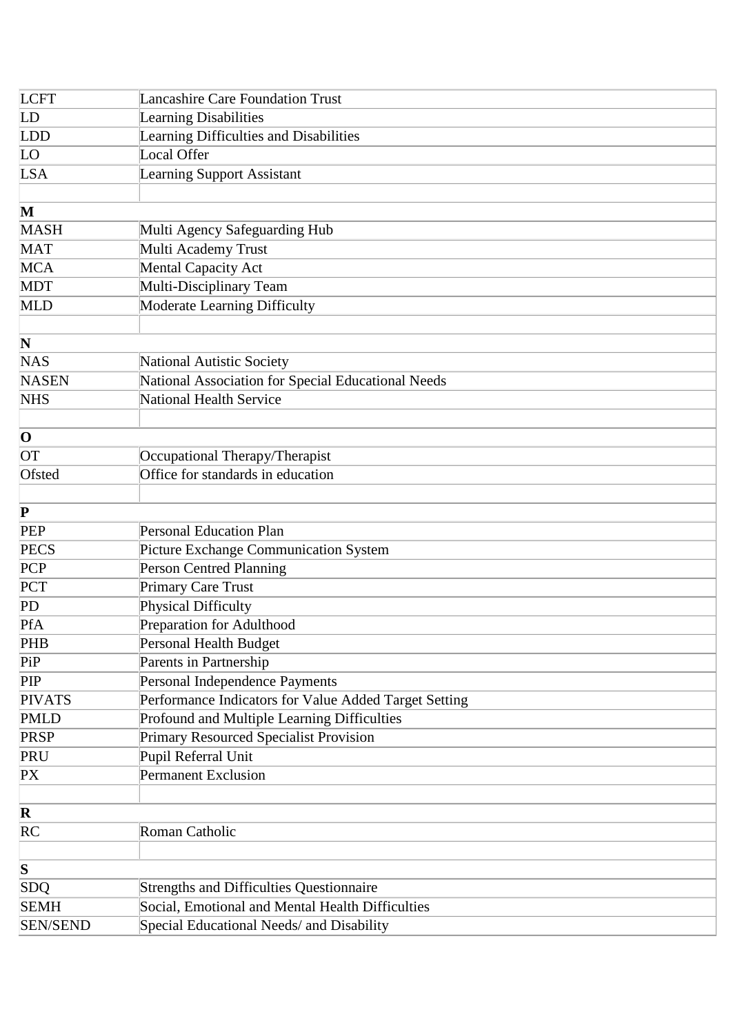| | |
|---|---|
| LCFT | Lancashire Care Foundation Trust |
| LD | Learning Disabilities |
| LDD | Learning Difficulties and Disabilities |
| LO | Local Offer |
| LSA | Learning Support Assistant |
| | |
| **M** | |
| MASH | Multi Agency Safeguarding Hub |
| MAT | Multi Academy Trust |
| MCA | Mental Capacity Act |
| MDT | Multi-Disciplinary Team |
| MLD | Moderate Learning Difficulty |
| | |
| **N** | |
| NAS | National Autistic Society |
| NASEN | National Association for Special Educational Needs |
| NHS | National Health Service |
| | |
| **O** | |
| OT | Occupational Therapy/Therapist |
| Ofsted | Office for standards in education |
| | |
| **P** | |
| PEP | Personal Education Plan |
| PECS | Picture Exchange Communication System |
| PCP | Person Centred Planning |
| PCT | Primary Care Trust |
| PD | Physical Difficulty |
| PfA | Preparation for Adulthood |
| PHB | Personal Health Budget |
| PiP | Parents in Partnership |
| PIP | Personal Independence Payments |
| PIVATS | Performance Indicators for Value Added Target Setting |
| PMLD | Profound and Multiple Learning Difficulties |
| PRSP | Primary Resourced Specialist Provision |
| PRU | Pupil Referral Unit |
| PX | Permanent Exclusion |
| | |
| **R** | |
| RC | Roman Catholic |
| | |
| **S** | |
| SDQ | Strengths and Difficulties Questionnaire |
| SEMH | Social, Emotional and Mental Health Difficulties |
| SEN/SEND | Special Educational Needs/ and Disability |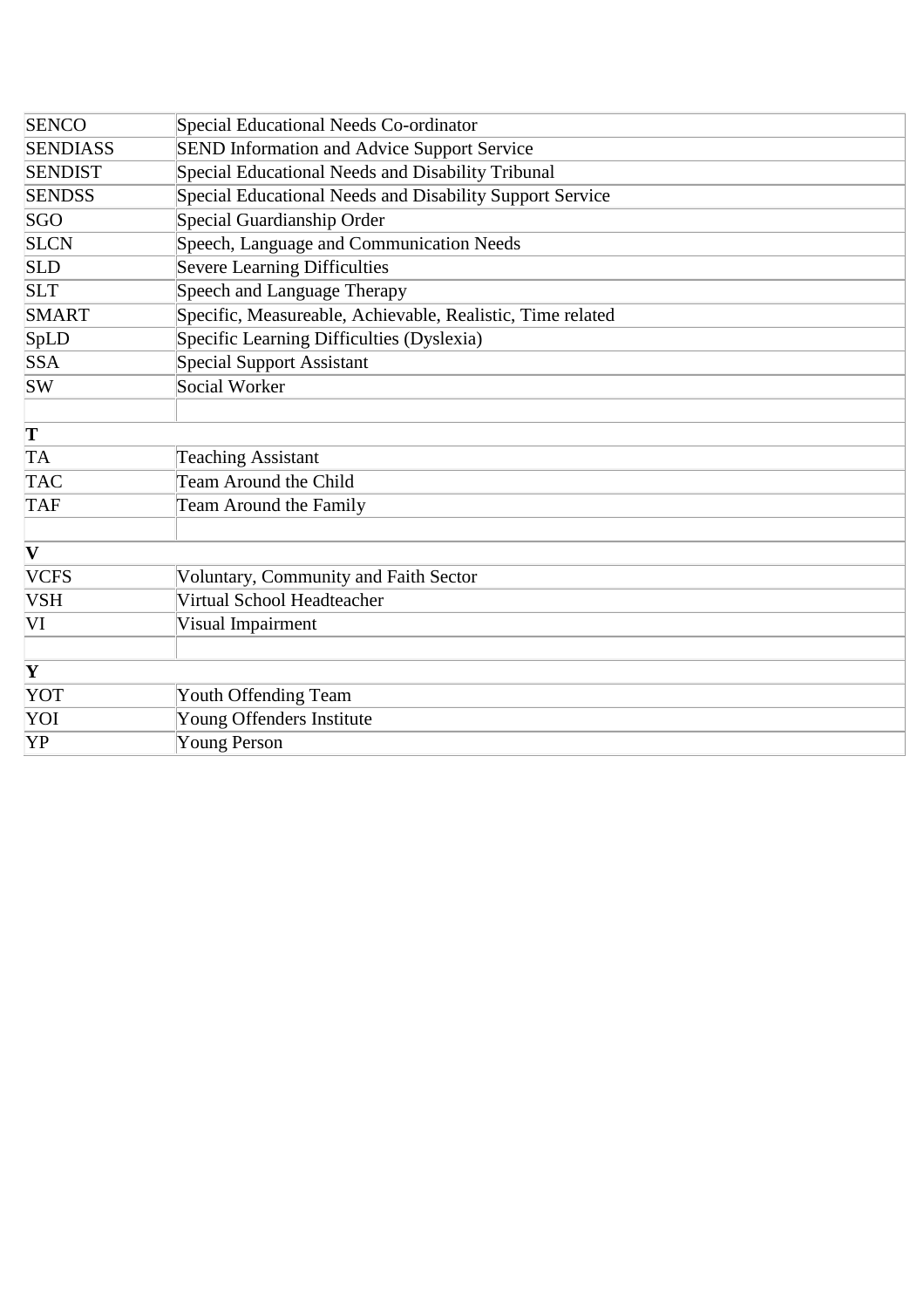| | |
|---|---|
| SENCO | Special Educational Needs Co-ordinator |
| SENDIASS | SEND Information and Advice Support Service |
| SENDIST | Special Educational Needs and Disability Tribunal |
| SENDSS | Special Educational Needs and Disability Support Service |
| SGO | Special Guardianship Order |
| SLCN | Speech, Language and Communication Needs |
| SLD | Severe Learning Difficulties |
| SLT | Speech and Language Therapy |
| SMART | Specific, Measureable, Achievable, Realistic, Time related |
| SpLD | Specific Learning Difficulties (Dyslexia) |
| SSA | Special Support Assistant |
| SW | Social Worker |
| | |
| **T** | |
| TA | Teaching Assistant |
| TAC | Team Around the Child |
| TAF | Team Around the Family |
| | |
| **V** | |
| VCFS | Voluntary, Community and Faith Sector |
| VSH | Virtual School Headteacher |
| VI | Visual Impairment |
| | |
| **Y** | |
| YOT | Youth Offending Team |
| YOI | Young Offenders Institute |
| YP | Young Person |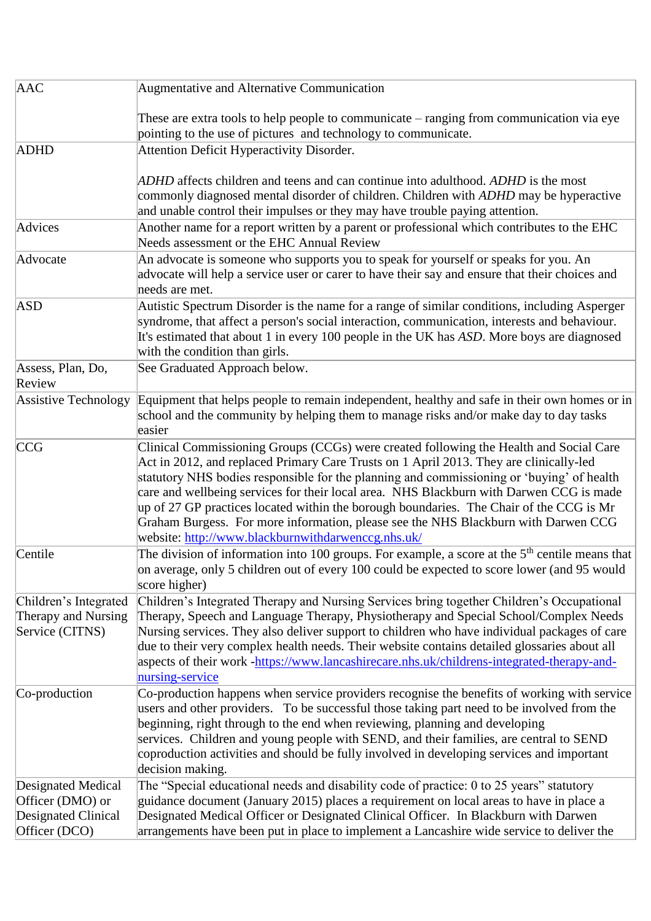| | |
|---|---|
| AAC | Augmentative and Alternative Communication<br><br>These are extra tools to help people to communicate – ranging from communication via eye pointing to the use of pictures and technology to communicate. |
| ADHD | Attention Deficit Hyperactivity Disorder.<br><br>*ADHD* affects children and teens and can continue into adulthood. *ADHD* is the most commonly diagnosed mental disorder of children. Children with *ADHD* may be hyperactive and unable control their impulses or they may have trouble paying attention. |
| Advices | Another name for a report written by a parent or professional which contributes to the EHC Needs assessment or the EHC Annual Review |
| Advocate | An advocate is someone who supports you to speak for yourself or speaks for you. An advocate will help a service user or carer to have their say and ensure that their choices and needs are met. |
| ASD | Autistic Spectrum Disorder is the name for a range of similar conditions, including Asperger syndrome, that affect a person's social interaction, communication, interests and behaviour. It's estimated that about 1 in every 100 people in the UK has *ASD*. More boys are diagnosed with the condition than girls. |
| Assess, Plan, Do, Review | See Graduated Approach below. |
| Assistive Technology | Equipment that helps people to remain independent, healthy and safe in their own homes or in school and the community by helping them to manage risks and/or make day to day tasks easier |
| CCG | Clinical Commissioning Groups (CCGs) were created following the Health and Social Care Act in 2012, and replaced Primary Care Trusts on 1 April 2013. They are clinically-led statutory NHS bodies responsible for the planning and commissioning or 'buying' of health care and wellbeing services for their local area. NHS Blackburn with Darwen CCG is made up of 27 GP practices located within the borough boundaries. The Chair of the CCG is Mr Graham Burgess. For more information, please see the NHS Blackburn with Darwen CCG website: [http://www.blackburnwithdarwenccg.nhs.uk/](http://www.blackburnwithdarwenccg.nhs.uk/) |
| Centile | The division of information into 100 groups. For example, a score at the 5th centile means that on average, only 5 children out of every 100 could be expected to score lower (and 95 would score higher) |
| Children's Integrated Therapy and Nursing Service (CITNS) | Children's Integrated Therapy and Nursing Services bring together Children's Occupational Therapy, Speech and Language Therapy, Physiotherapy and Special School/Complex Needs Nursing services. They also deliver support to children who have individual packages of care due to their very complex health needs. Their website contains detailed glossaries about all aspects of their work -[https://www.lancashirecare.nhs.uk/childrens-integrated-therapy-and-nursing-service](https://www.lancashirecare.nhs.uk/childrens-integrated-therapy-and-nursing-service) |
| Co-production | Co-production happens when service providers recognise the benefits of working with service users and other providers. To be successful those taking part need to be involved from the beginning, right through to the end when reviewing, planning and developing services. Children and young people with SEND, and their families, are central to SEND coproduction activities and should be fully involved in developing services and important decision making. |
| Designated Medical Officer (DMO) or Designated Clinical Officer (DCO) | The "Special educational needs and disability code of practice: 0 to 25 years" statutory guidance document (January 2015) places a requirement on local areas to have in place a Designated Medical Officer or Designated Clinical Officer. In Blackburn with Darwen arrangements have been put in place to implement a Lancashire wide service to deliver the |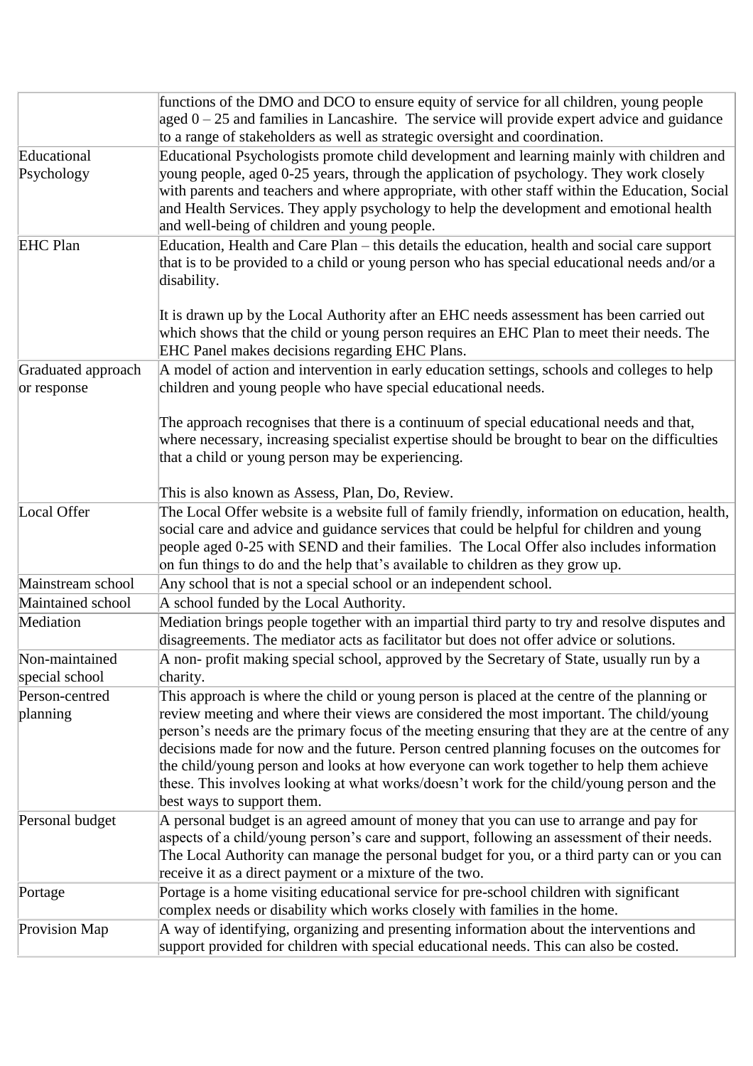| | |
|---|---|
| | functions of the DMO and DCO to ensure equity of service for all children, young people aged 0 – 25 and families in Lancashire. The service will provide expert advice and guidance to a range of stakeholders as well as strategic oversight and coordination. |
| Educational Psychology | Educational Psychologists promote child development and learning mainly with children and young people, aged 0-25 years, through the application of psychology. They work closely with parents and teachers and where appropriate, with other staff within the Education, Social and Health Services. They apply psychology to help the development and emotional health and well-being of children and young people. |
| EHC Plan | Education, Health and Care Plan – this details the education, health and social care support that is to be provided to a child or young person who has special educational needs and/or a disability.<br><br>It is drawn up by the Local Authority after an EHC needs assessment has been carried out which shows that the child or young person requires an EHC Plan to meet their needs. The EHC Panel makes decisions regarding EHC Plans. |
| Graduated approach or response | A model of action and intervention in early education settings, schools and colleges to help children and young people who have special educational needs.<br><br>The approach recognises that there is a continuum of special educational needs and that, where necessary, increasing specialist expertise should be brought to bear on the difficulties that a child or young person may be experiencing.<br><br>This is also known as Assess, Plan, Do, Review. |
| Local Offer | The Local Offer website is a website full of family friendly, information on education, health, social care and advice and guidance services that could be helpful for children and young people aged 0-25 with SEND and their families. The Local Offer also includes information on fun things to do and the help that's available to children as they grow up. |
| Mainstream school | Any school that is not a special school or an independent school. |
| Maintained school | A school funded by the Local Authority. |
| Mediation | Mediation brings people together with an impartial third party to try and resolve disputes and disagreements. The mediator acts as facilitator but does not offer advice or solutions. |
| Non-maintained special school | A non- profit making special school, approved by the Secretary of State, usually run by a charity. |
| Person-centred planning | This approach is where the child or young person is placed at the centre of the planning or review meeting and where their views are considered the most important. The child/young person's needs are the primary focus of the meeting ensuring that they are at the centre of any decisions made for now and the future. Person centred planning focuses on the outcomes for the child/young person and looks at how everyone can work together to help them achieve these. This involves looking at what works/doesn't work for the child/young person and the best ways to support them. |
| Personal budget | A personal budget is an agreed amount of money that you can use to arrange and pay for aspects of a child/young person's care and support, following an assessment of their needs. The Local Authority can manage the personal budget for you, or a third party can or you can receive it as a direct payment or a mixture of the two. |
| Portage | Portage is a home visiting educational service for pre-school children with significant complex needs or disability which works closely with families in the home. |
| Provision Map | A way of identifying, organizing and presenting information about the interventions and support provided for children with special educational needs. This can also be costed. |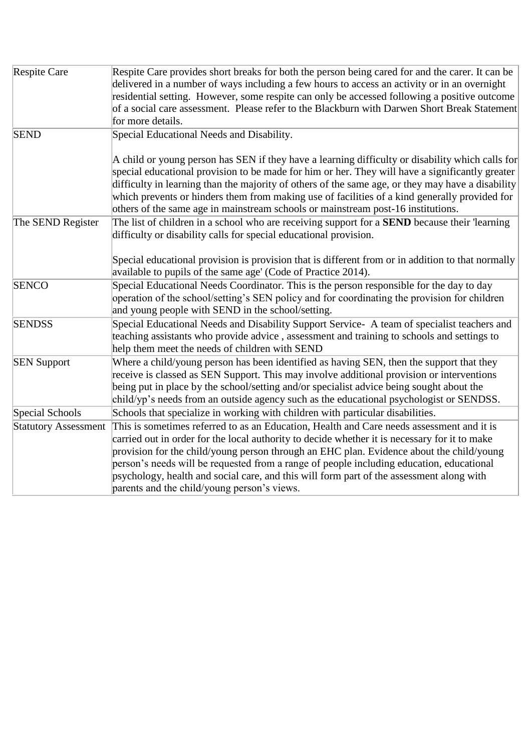| | |
|---|---|
| Respite Care | Respite Care provides short breaks for both the person being cared for and the carer. It can be delivered in a number of ways including a few hours to access an activity or in an overnight residential setting. However, some respite can only be accessed following a positive outcome of a social care assessment. Please refer to the Blackburn with Darwen Short Break Statement for more details. |
| SEND | Special Educational Needs and Disability.<br><br>A child or young person has SEN if they have a learning difficulty or disability which calls for special educational provision to be made for him or her. They will have a significantly greater difficulty in learning than the majority of others of the same age, or they may have a disability which prevents or hinders them from making use of facilities of a kind generally provided for others of the same age in mainstream schools or mainstream post-16 institutions. |
| The SEND Register | The list of children in a school who are receiving support for a **SEND** because their 'learning difficulty or disability calls for special educational provision.<br><br>Special educational provision is provision that is different from or in addition to that normally available to pupils of the same age' (Code of Practice 2014). |
| SENCO | Special Educational Needs Coordinator. This is the person responsible for the day to day operation of the school/setting's SEN policy and for coordinating the provision for children and young people with SEND in the school/setting. |
| SENDSS | Special Educational Needs and Disability Support Service- A team of specialist teachers and teaching assistants who provide advice , assessment and training to schools and settings to help them meet the needs of children with SEND |
| SEN Support | Where a child/young person has been identified as having SEN, then the support that they receive is classed as SEN Support. This may involve additional provision or interventions being put in place by the school/setting and/or specialist advice being sought about the child/yp's needs from an outside agency such as the educational psychologist or SENDSS. |
| Special Schools | Schools that specialize in working with children with particular disabilities. |
| Statutory Assessment | This is sometimes referred to as an Education, Health and Care needs assessment and it is carried out in order for the local authority to decide whether it is necessary for it to make provision for the child/young person through an EHC plan. Evidence about the child/young person's needs will be requested from a range of people including education, educational psychology, health and social care, and this will form part of the assessment along with parents and the child/young person's views. |